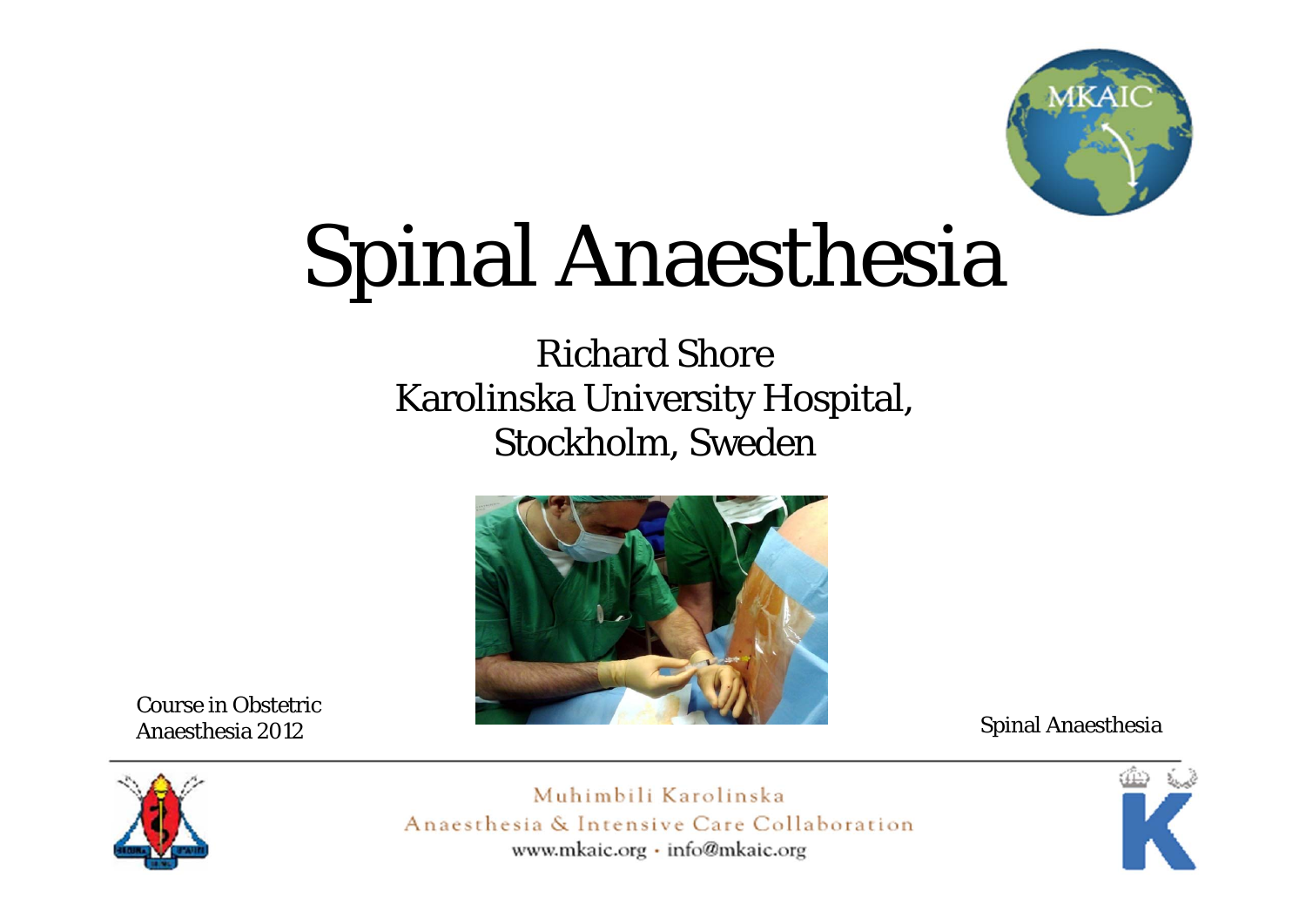# Spinal Anaesthesia

Richard Shore
Karolinska University Hospital,
Stockholm, Sweden

Course in Obstetric Anaesthesia 2012

Spinal Anaesthesia

Muhimbili Karolinska
Anaesthesia & Intensive Care Collaboration
www.mkaic.org · info@mkaic.org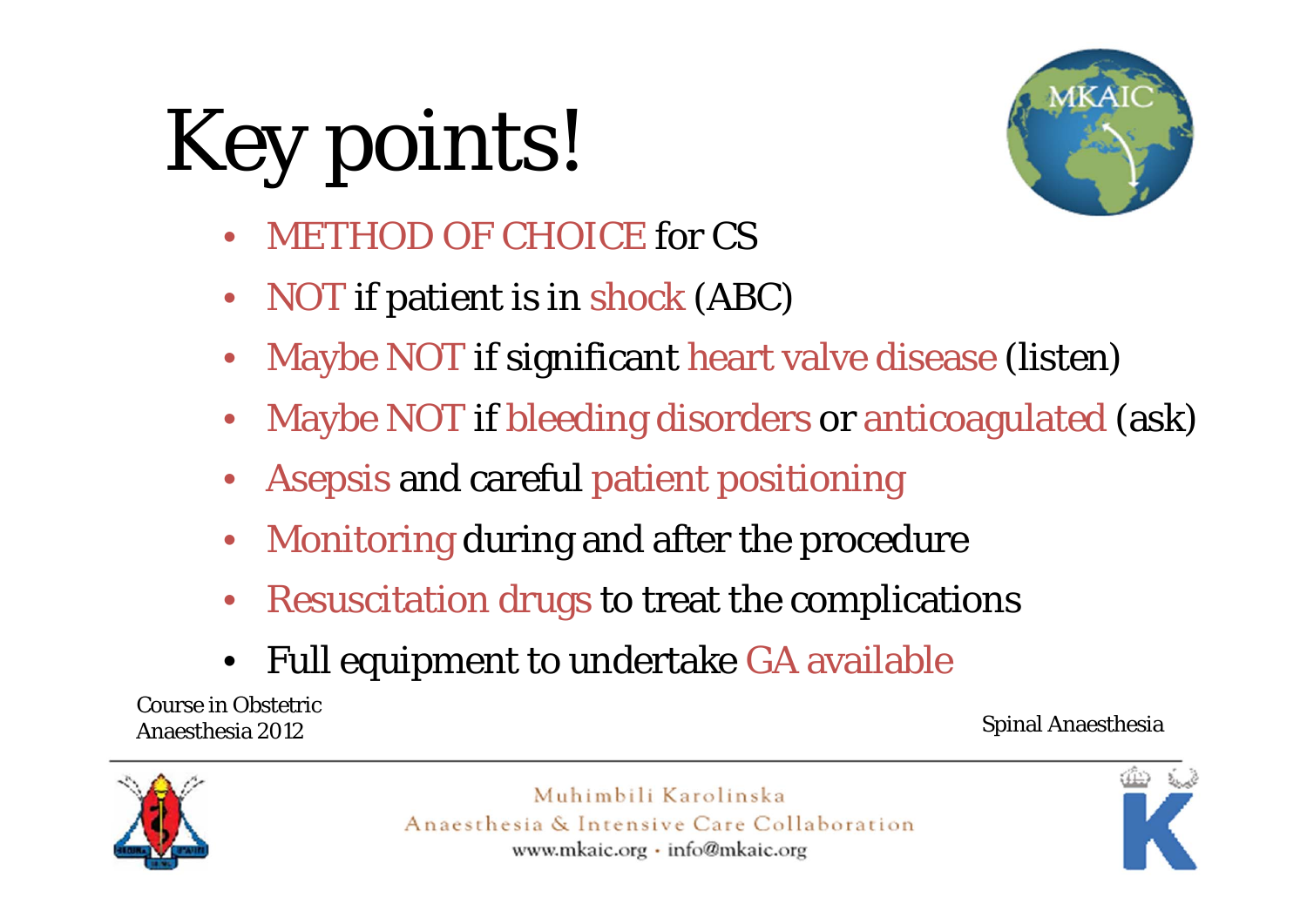# Key points!

- METHOD OF CHOICE for CS
- NOT if patient is in shock (ABC)
- Maybe NOT if significant heart valve disease (listen)
- Maybe NOT if bleeding disorders or anticoagulated (ask)
- Asepsis and careful patient positioning
- Monitoring during and after the procedure
- Resuscitation drugs to treat the complications
- Full equipment to undertake GA available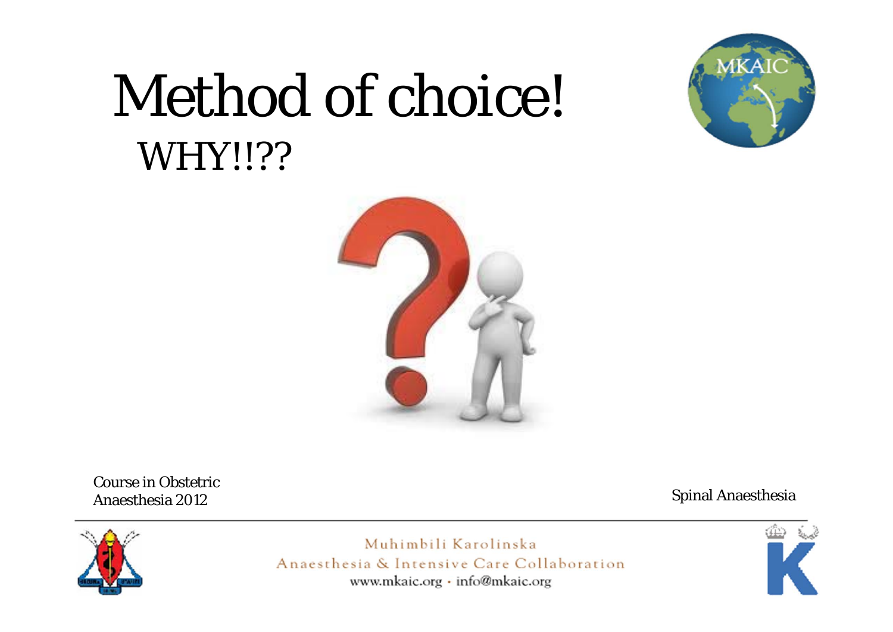# Method of choice!

## WHY!!??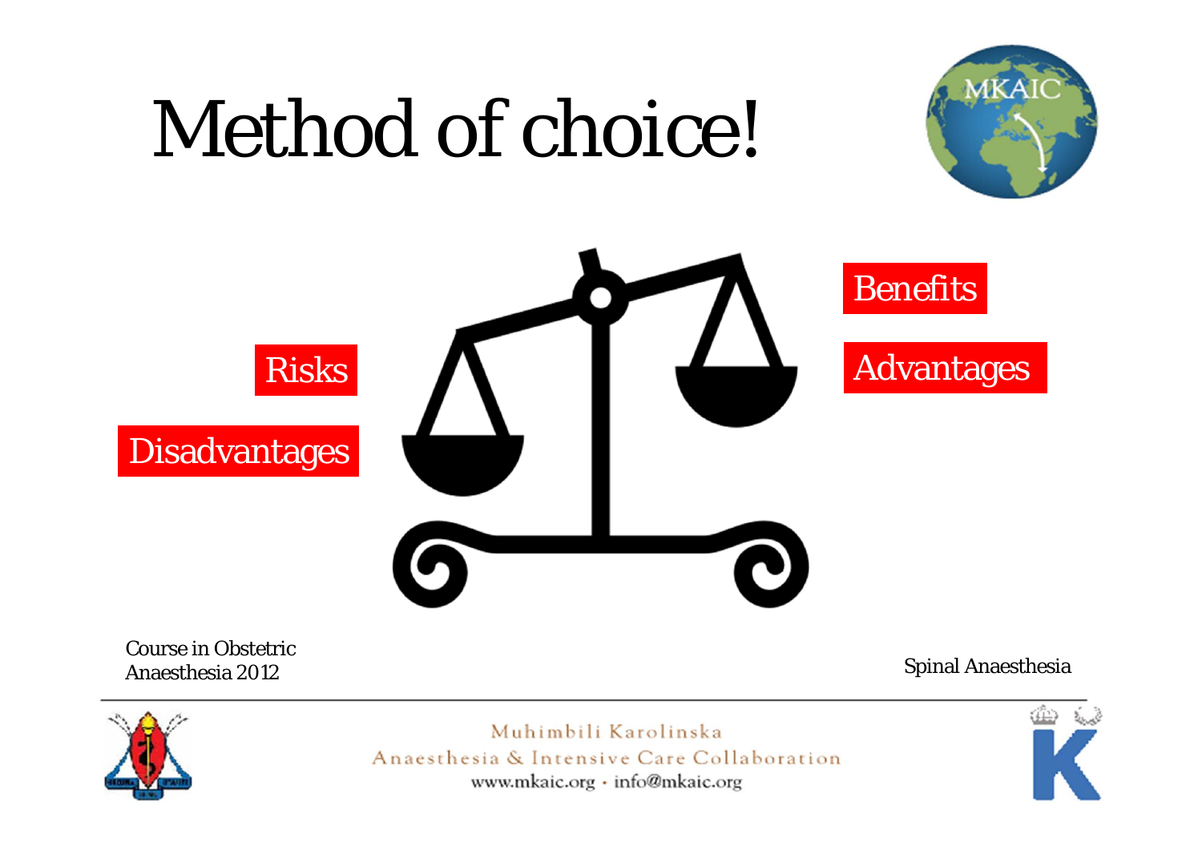# Method of choice!

Risks

Disadvantages

Benefits

Advantages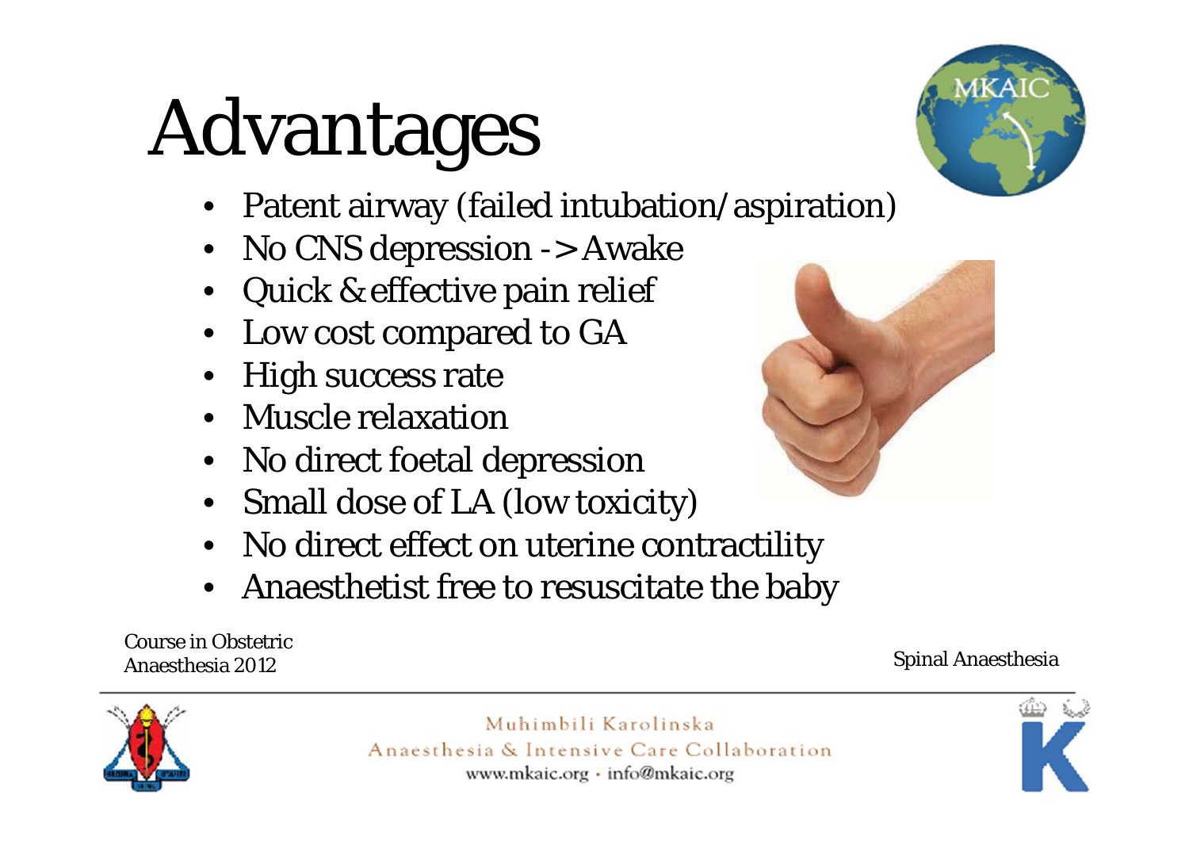# Advantages

- Patent airway (failed intubation/aspiration)
- No CNS depression -> Awake
- Quick & effective pain relief
- Low cost compared to GA
- High success rate
- Muscle relaxation
- No direct foetal depression
- Small dose of LA (low toxicity)
- No direct effect on uterine contractility
- Anaesthetist free to resuscitate the baby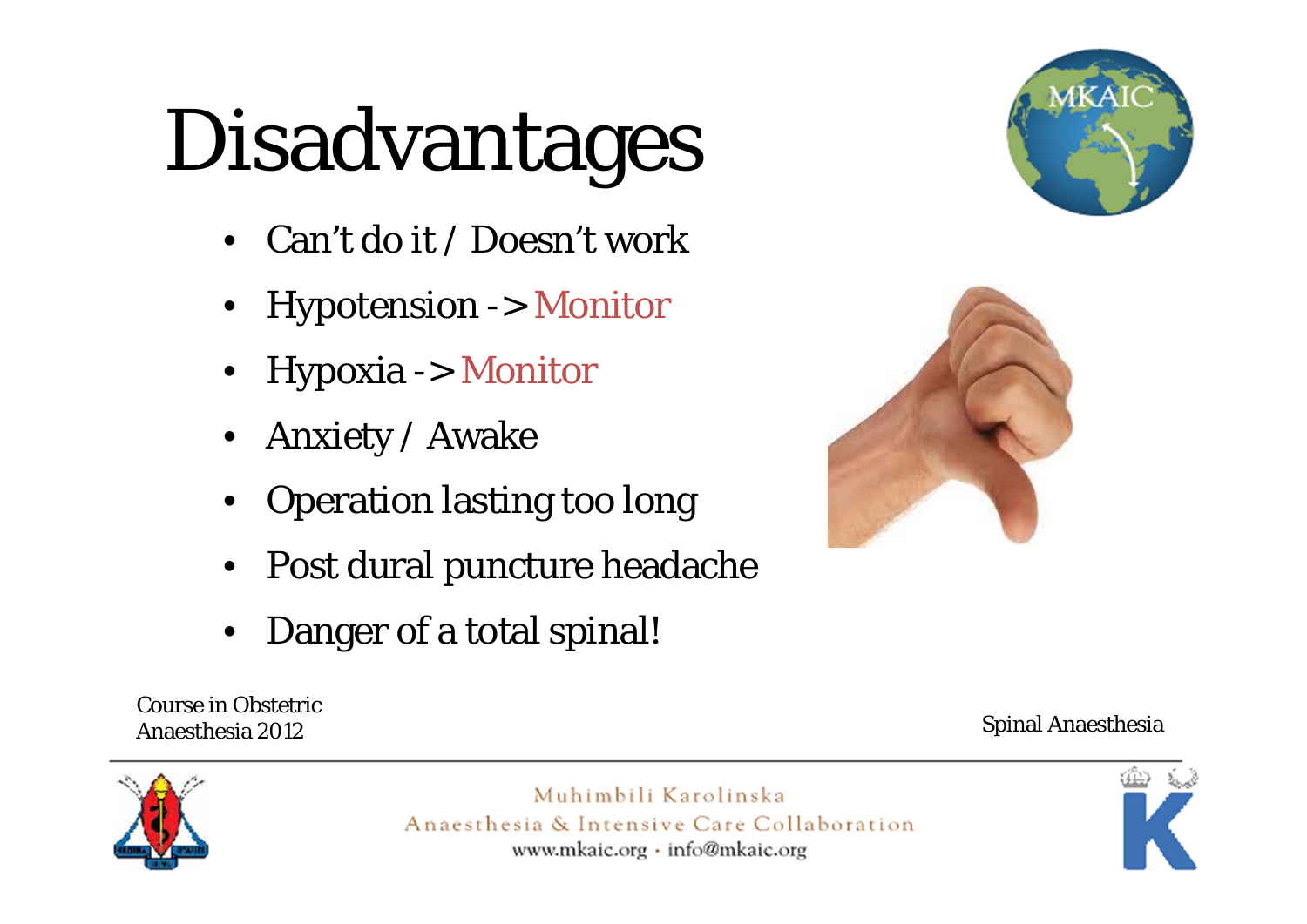# Disadvantages

- Can't do it / Doesn't work
- Hypotension -> Monitor
- Hypoxia -> Monitor
- Anxiety / Awake
- Operation lasting too long
- Post dural puncture headache
- Danger of a total spinal!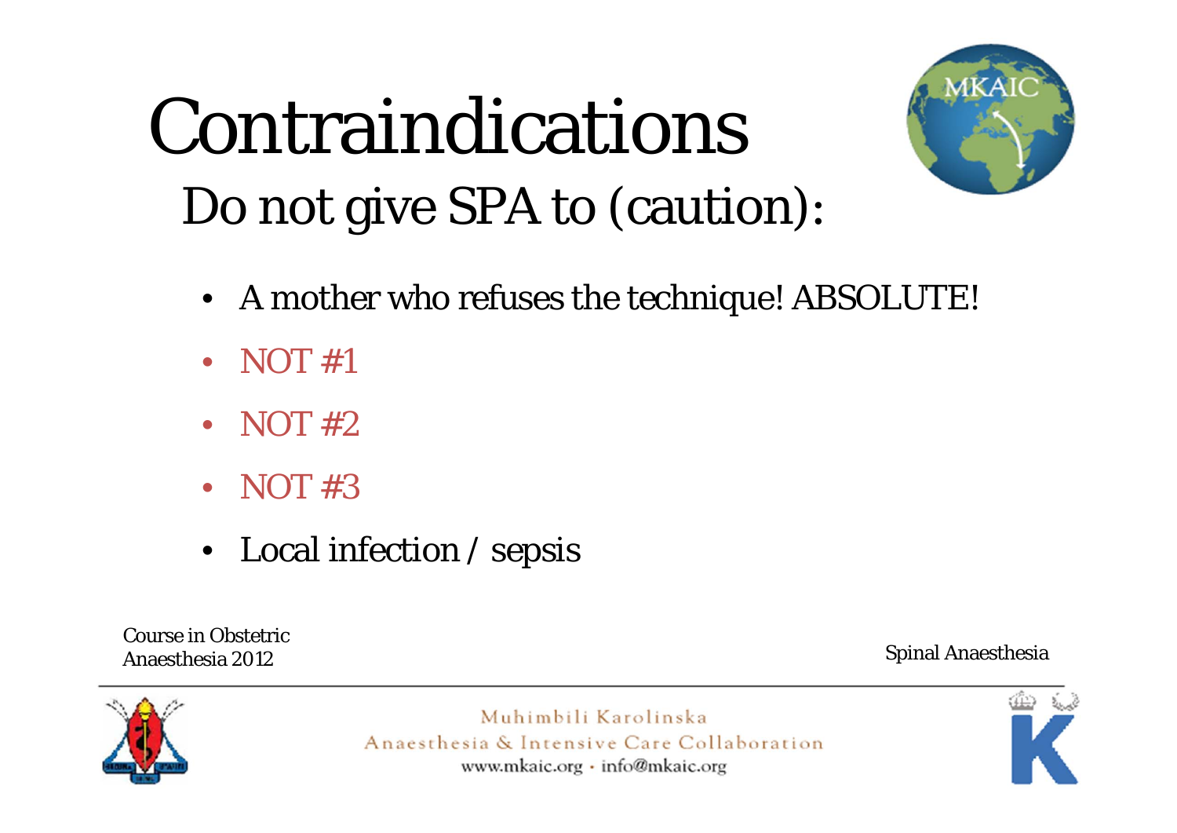# Contraindications

## Do not give SPA to (caution):

- A mother who refuses the technique! ABSOLUTE!
- NOT #1
- NOT #2
- NOT #3
- Local infection / sepsis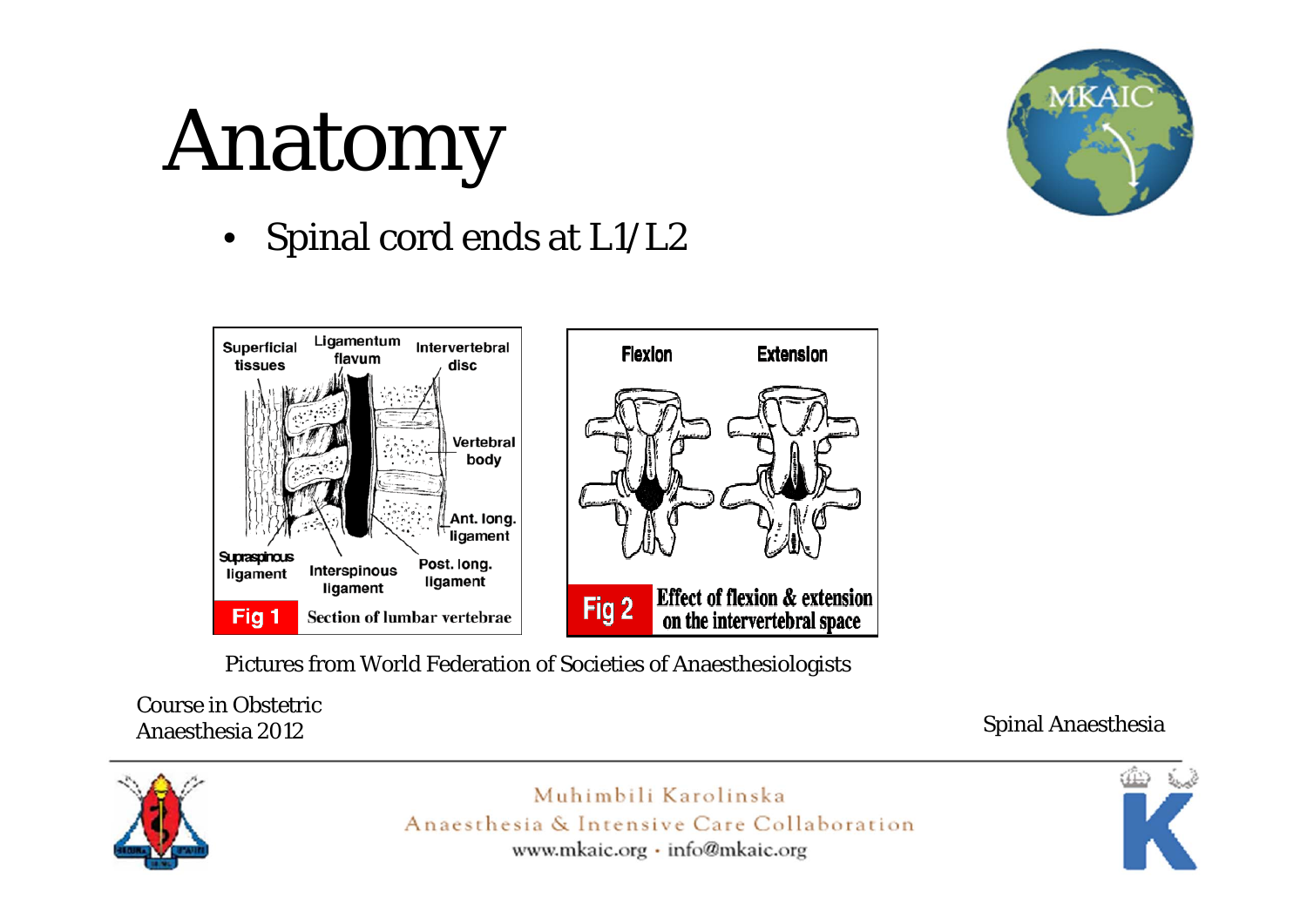# Anatomy

- Spinal cord ends at L1/L2

Superficial tissues | Ligamentum flavum | Intervertebral disc | Vertebral body | Ant. long. ligament | Supraspinous ligament | Interspinous ligament | Post. long. ligament

**Fig 1** Section of lumbar vertebrae

Flexion | Extension

**Fig 2** Effect of flexion & extension on the intervertebral space

Pictures from World Federation of Societies of Anaesthesiologists

Course in Obstetric Anaesthesia 2012

Spinal Anaesthesia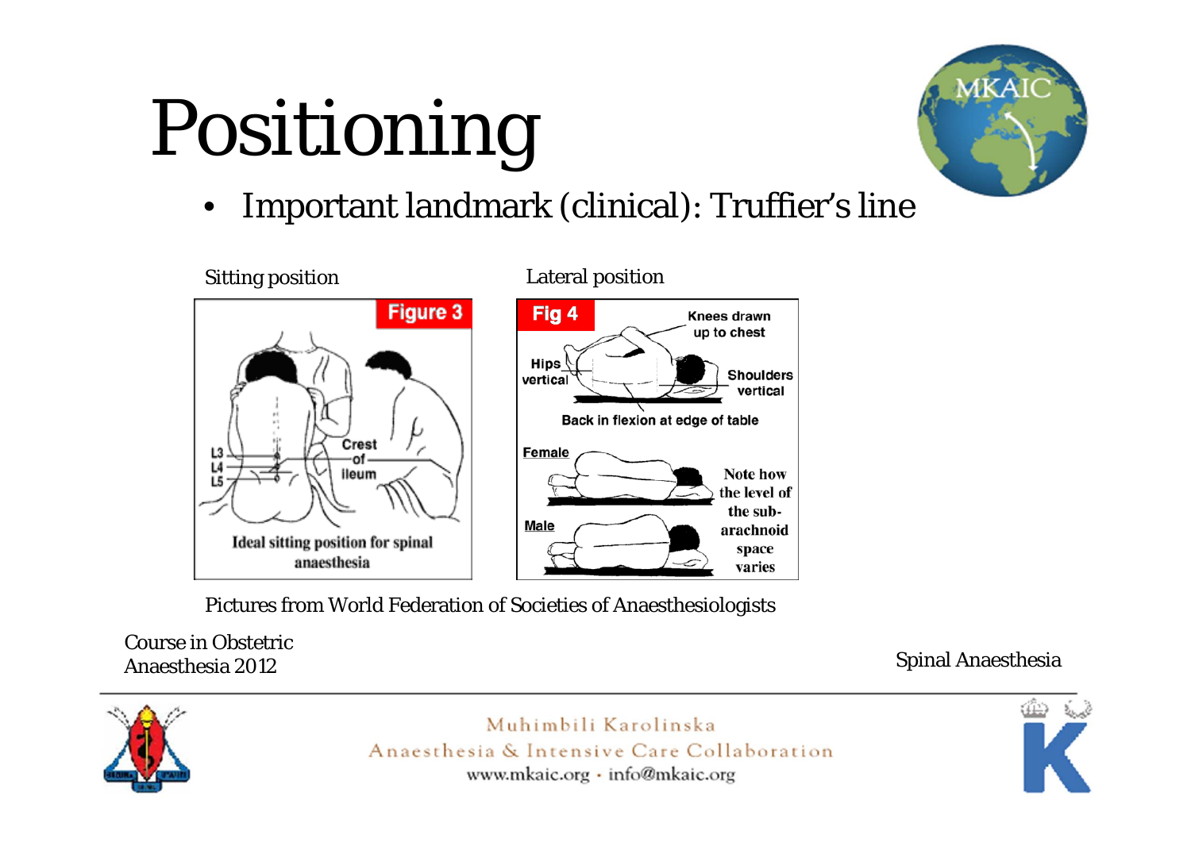# Positioning

- Important landmark (clinical): Truffier's line

Sitting position

Figure 3

L3
L4
L5

Crest of ileum

Ideal sitting position for spinal anaesthesia

Lateral position

Fig 4

Knees drawn up to chest

Hips vertical

Shoulders vertical

Back in flexion at edge of table

Female

Male

Note how the level of the sub-arachnoid space varies

Pictures from World Federation of Societies of Anaesthesiologists

Course in Obstetric Anaesthesia 2012

Spinal Anaesthesia

Muhimbili Karolinska Anaesthesia & Intensive Care Collaboration
www.mkaic.org · info@mkaic.org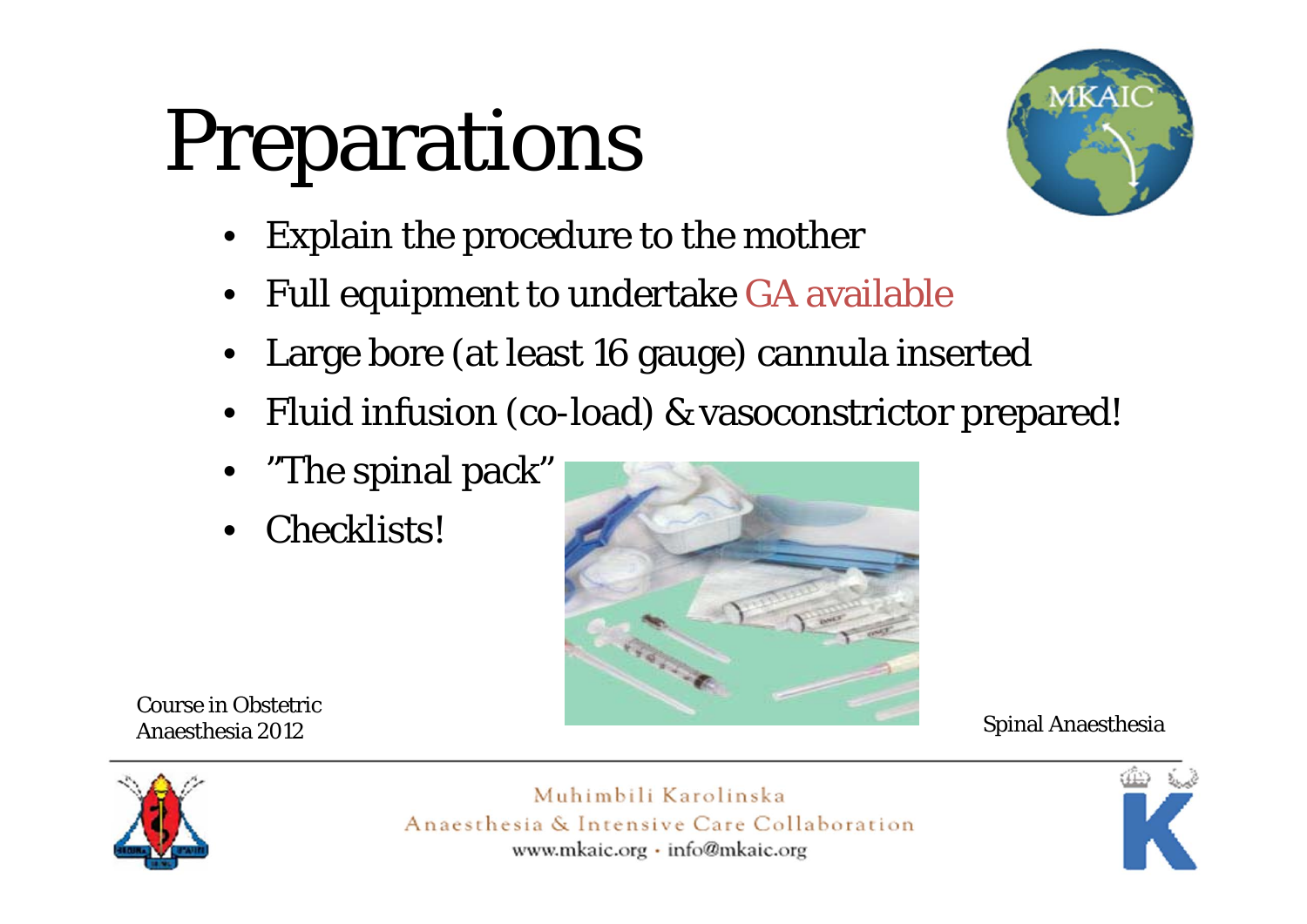# Preparations

- Explain the procedure to the mother
- Full equipment to undertake GA available
- Large bore (at least 16 gauge) cannula inserted
- Fluid infusion (co-load) & vasoconstrictor prepared!
- "The spinal pack"
- Checklists!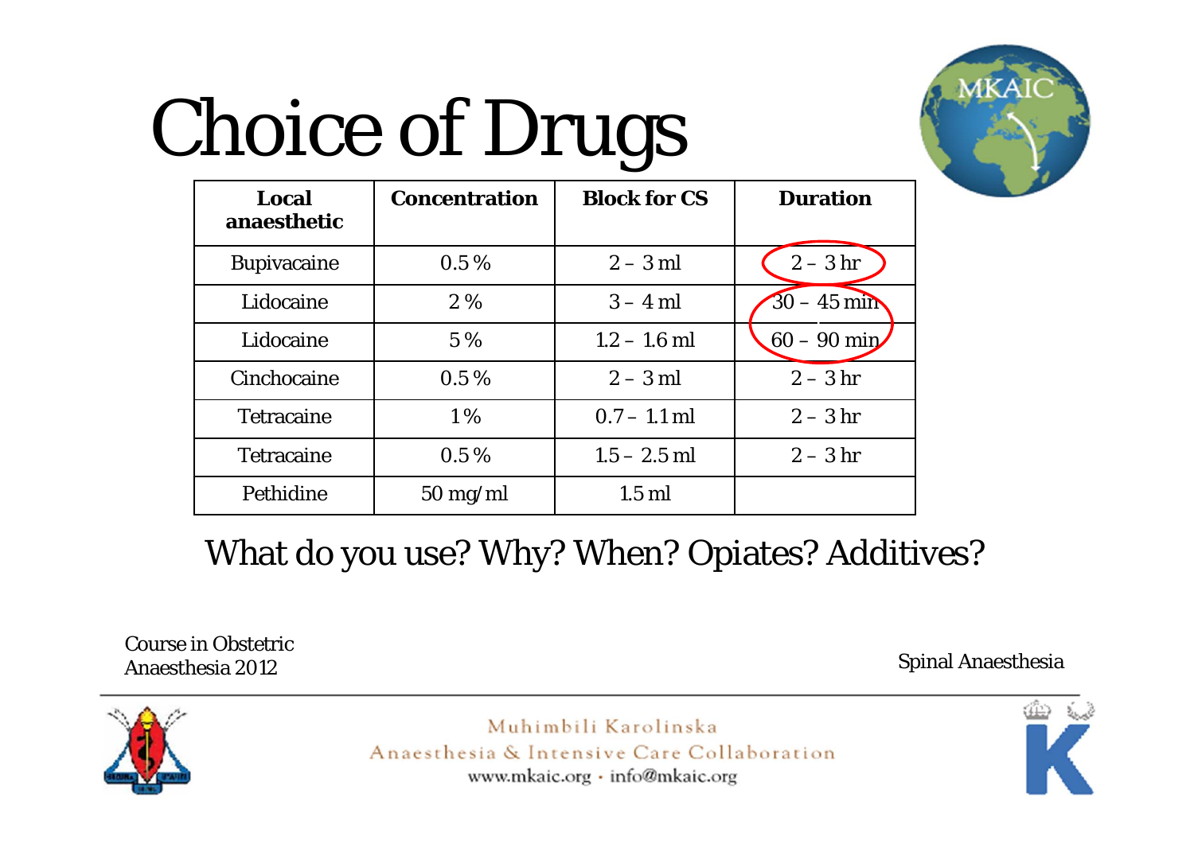# Choice of Drugs

| Local anaesthetic | Concentration | Block for CS | Duration |
|---|---|---|---|
| Bupivacaine | 0.5 % | 2 – 3 ml | 2 – 3 hr |
| Lidocaine | 2 % | 3 – 4 ml | 30 – 45 min |
| Lidocaine | 5 % | 1.2 – 1.6 ml | 60 – 90 min |
| Cinchocaine | 0.5 % | 2 – 3 ml | 2 – 3 hr |
| Tetracaine | 1 % | 0.7 – 1.1 ml | 2 – 3 hr |
| Tetracaine | 0.5 % | 1.5 – 2.5 ml | 2 – 3 hr |
| Pethidine | 50 mg/ml | 1.5 ml | |

What do you use? Why? When? Opiates? Additives?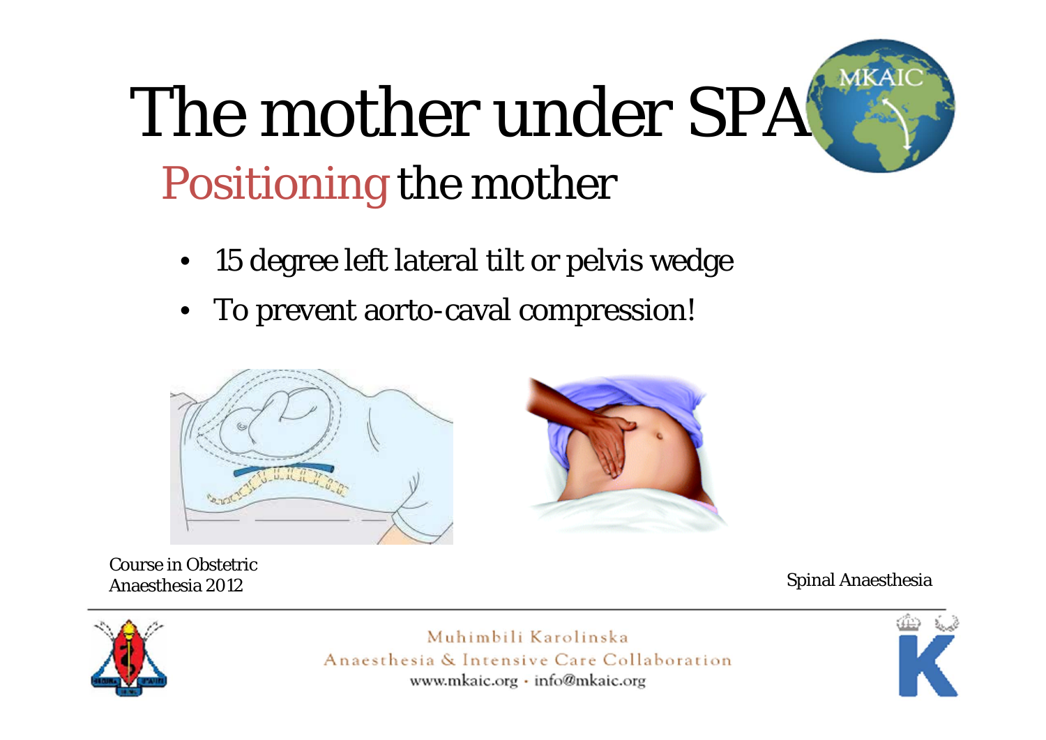# The mother under SPA

## Positioning the mother

- 15 degree left lateral tilt or pelvis wedge
- To prevent aorto-caval compression!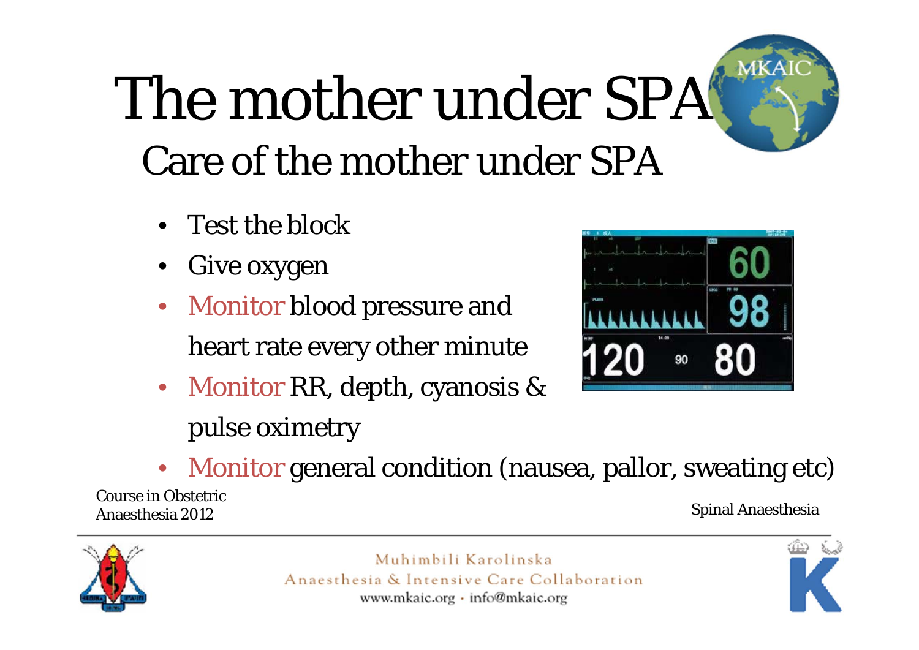# The mother under SPA

## Care of the mother under SPA

- Test the block
- Give oxygen
- Monitor blood pressure and heart rate every other minute
- Monitor RR, depth, cyanosis & pulse oximetry
- Monitor general condition (nausea, pallor, sweating etc)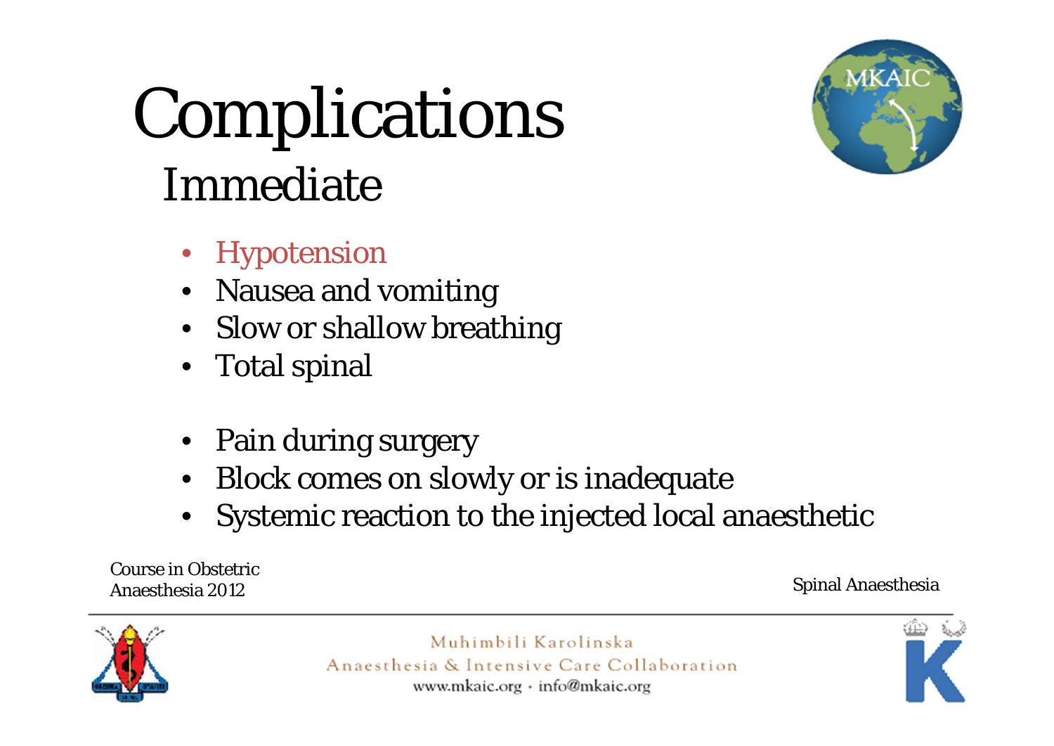# Complications

## Immediate

- Hypotension
- Nausea and vomiting
- Slow or shallow breathing
- Total spinal

- Pain during surgery
- Block comes on slowly or is inadequate
- Systemic reaction to the injected local anaesthetic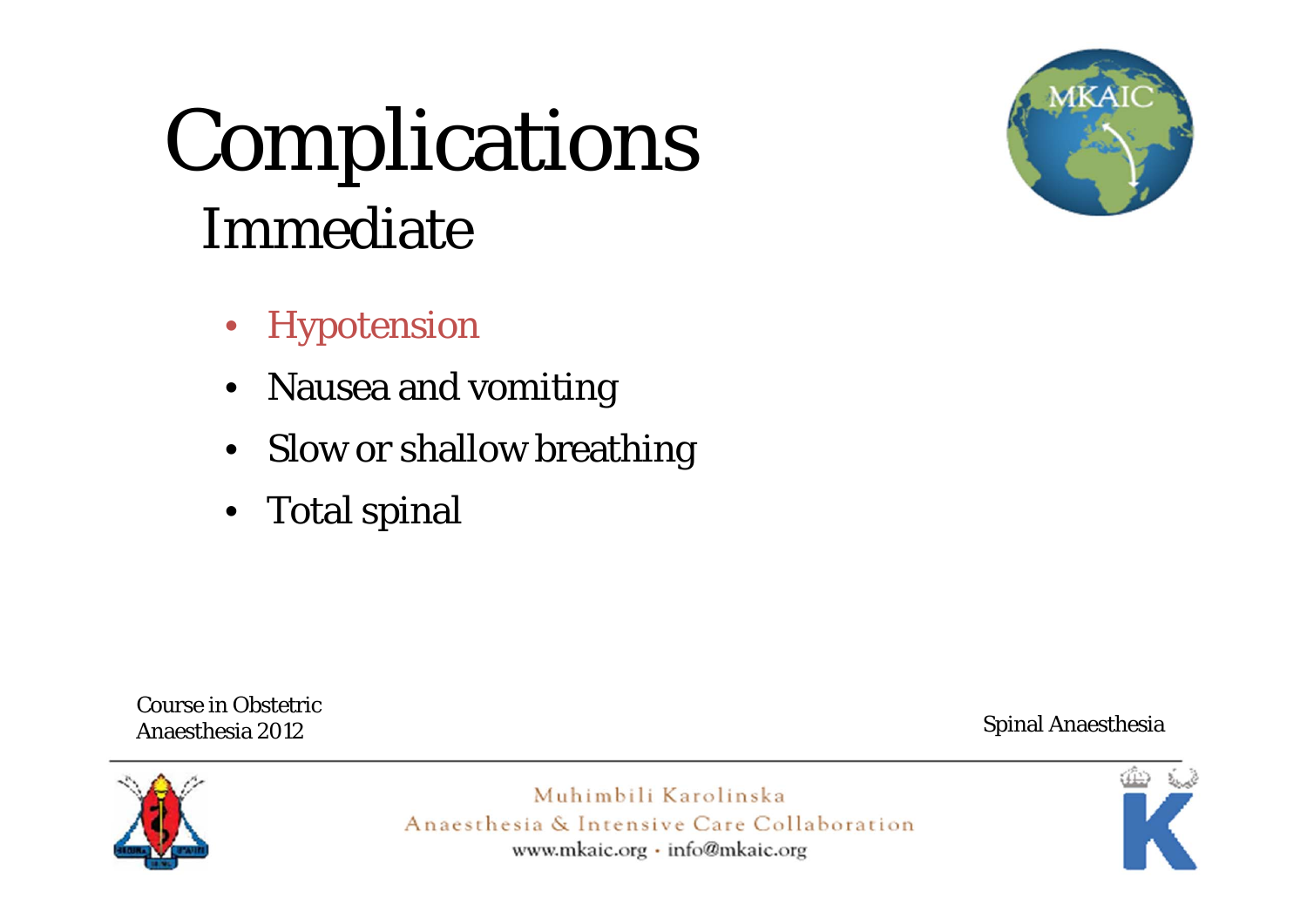# Complications

## Immediate

- Hypotension
- Nausea and vomiting
- Slow or shallow breathing
- Total spinal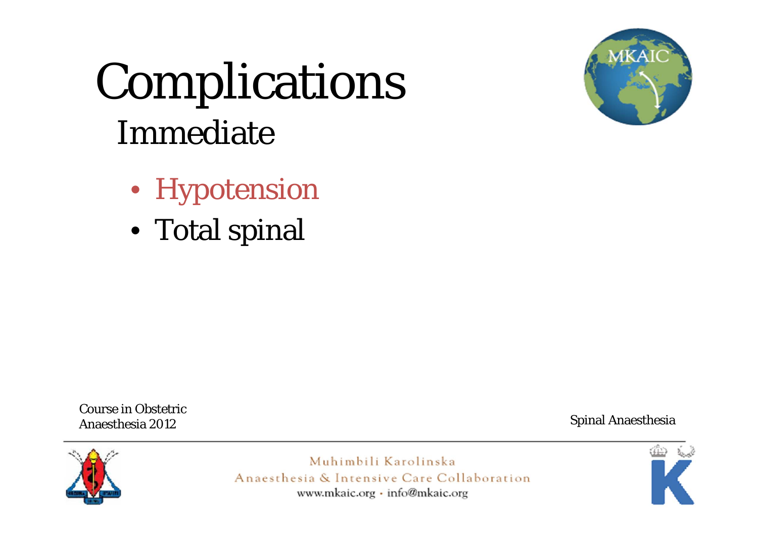# Complications

## Immediate

- Hypotension
- Total spinal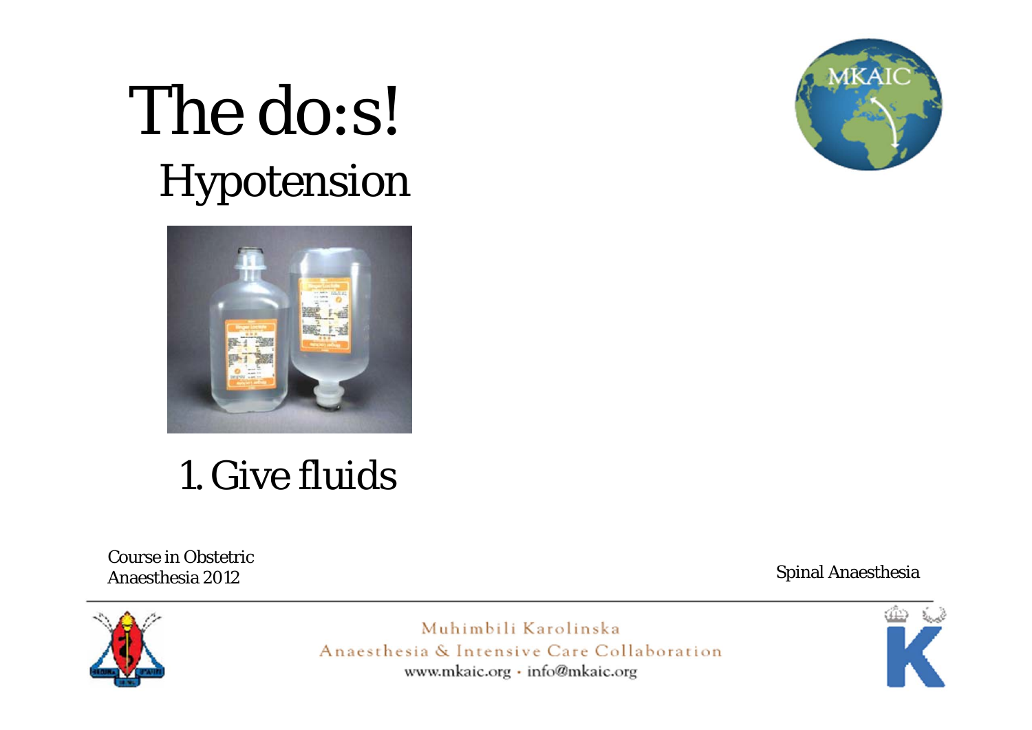# The do:s!

## Hypotension

1. Give fluids

Course in Obstetric Anaesthesia 2012

Spinal Anaesthesia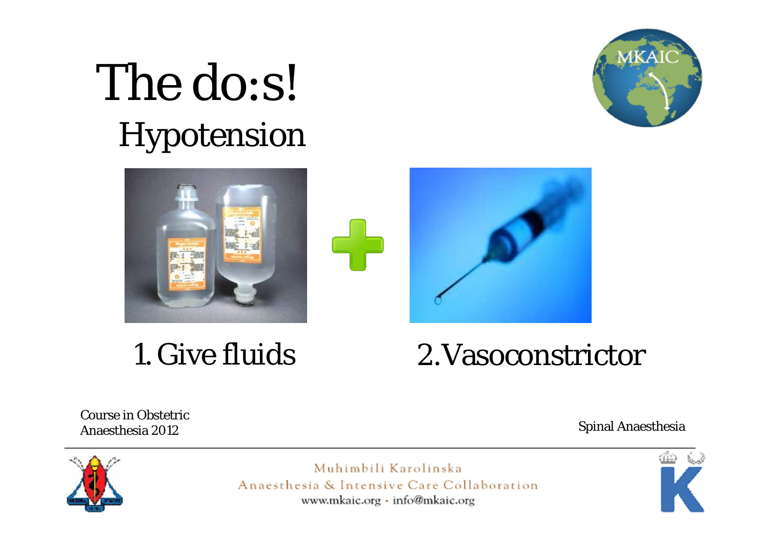# The do:s!

## Hypotension

1. Give fluids
2. Vasoconstrictor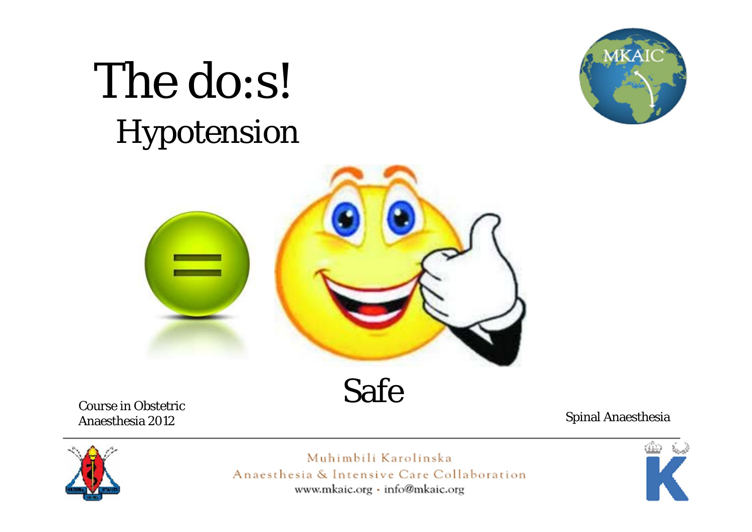# The do:s!

## Hypotension

Safe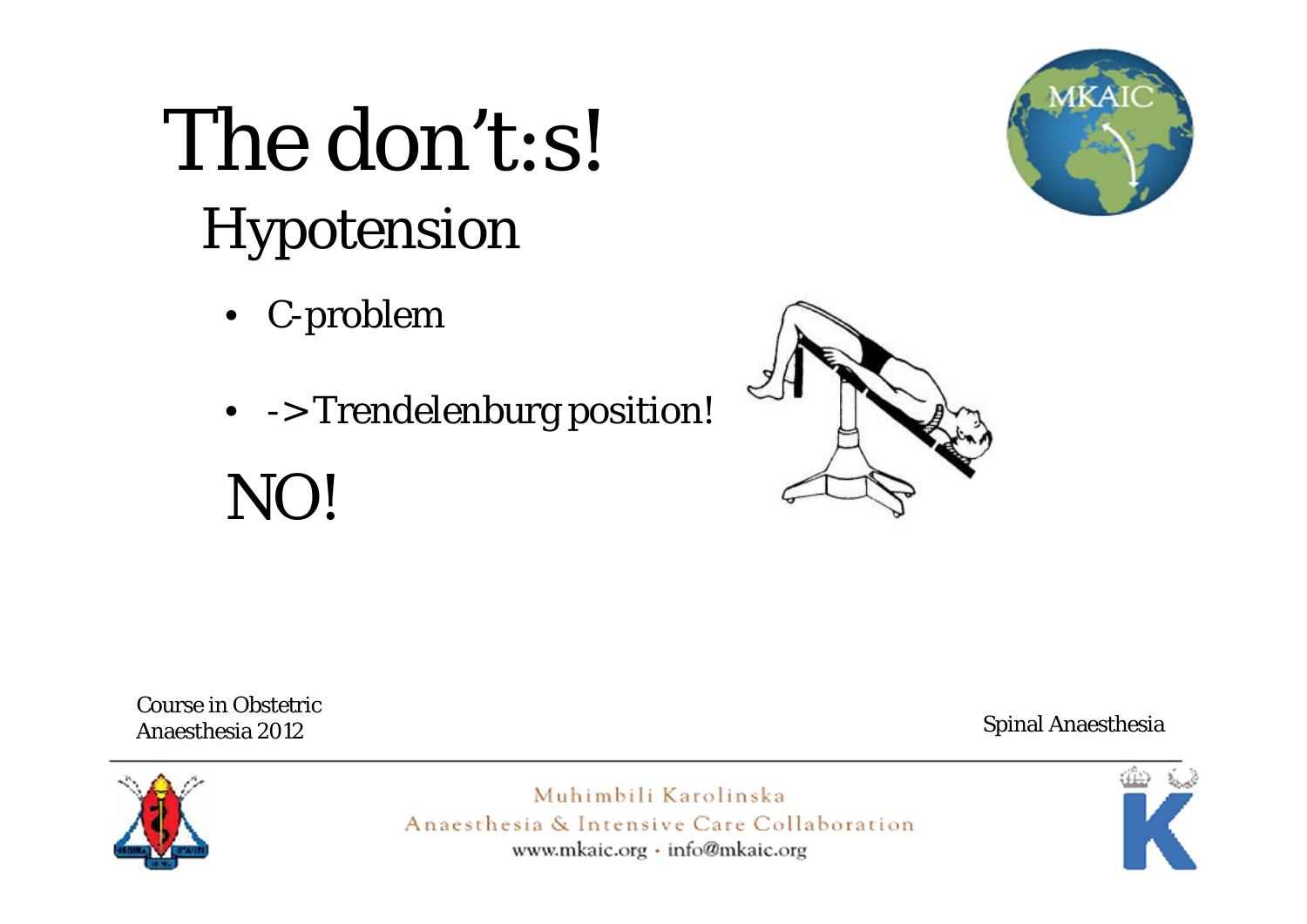# The don't:s!

## Hypotension

- C-problem
- -> Trendelenburg position!

NO!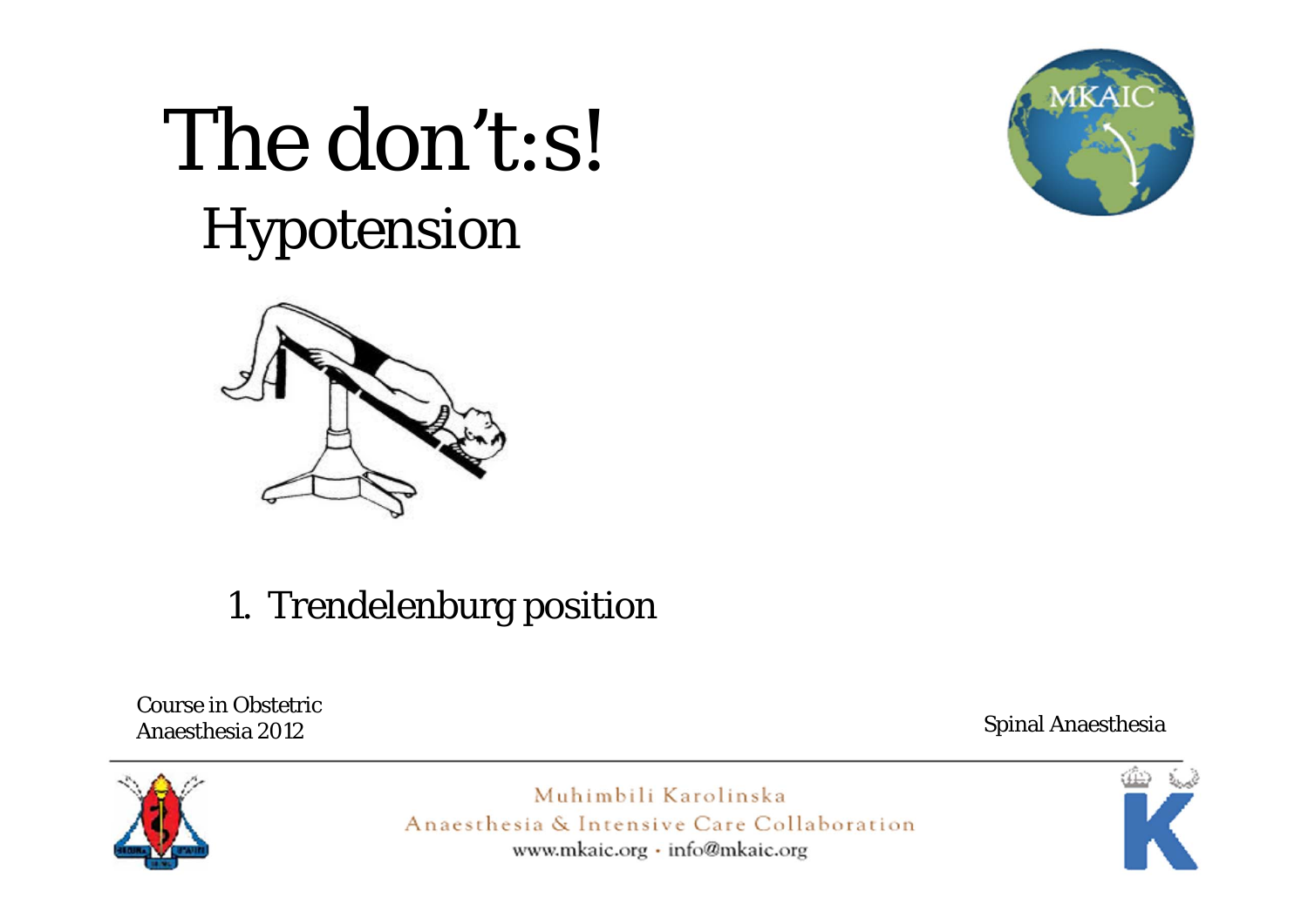# The don't:s!

## Hypotension

1. Trendelenburg position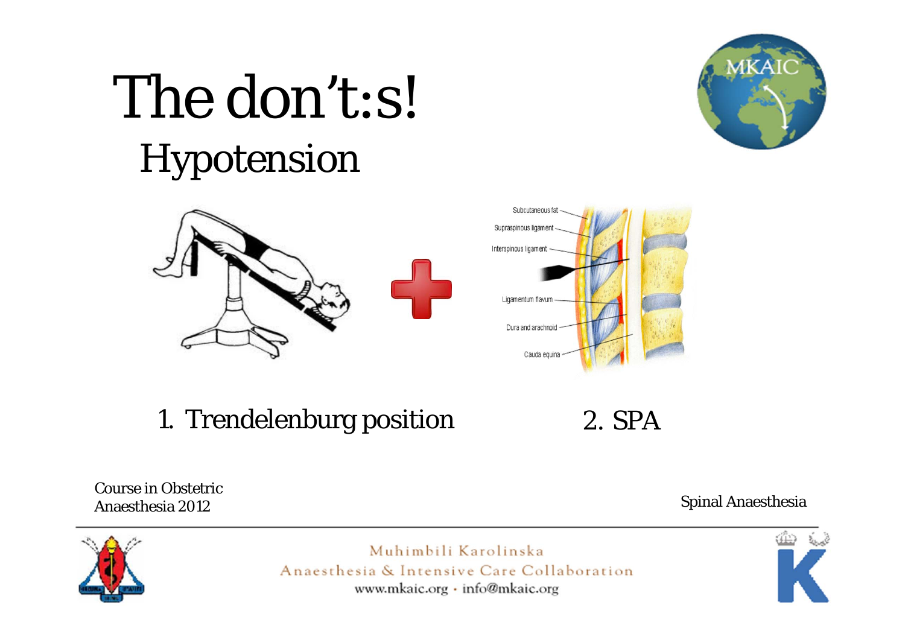# The don't:s!

## Hypotension

1. Trendelenburg position
2. SPA

Course in Obstetric Anaesthesia 2012

Spinal Anaesthesia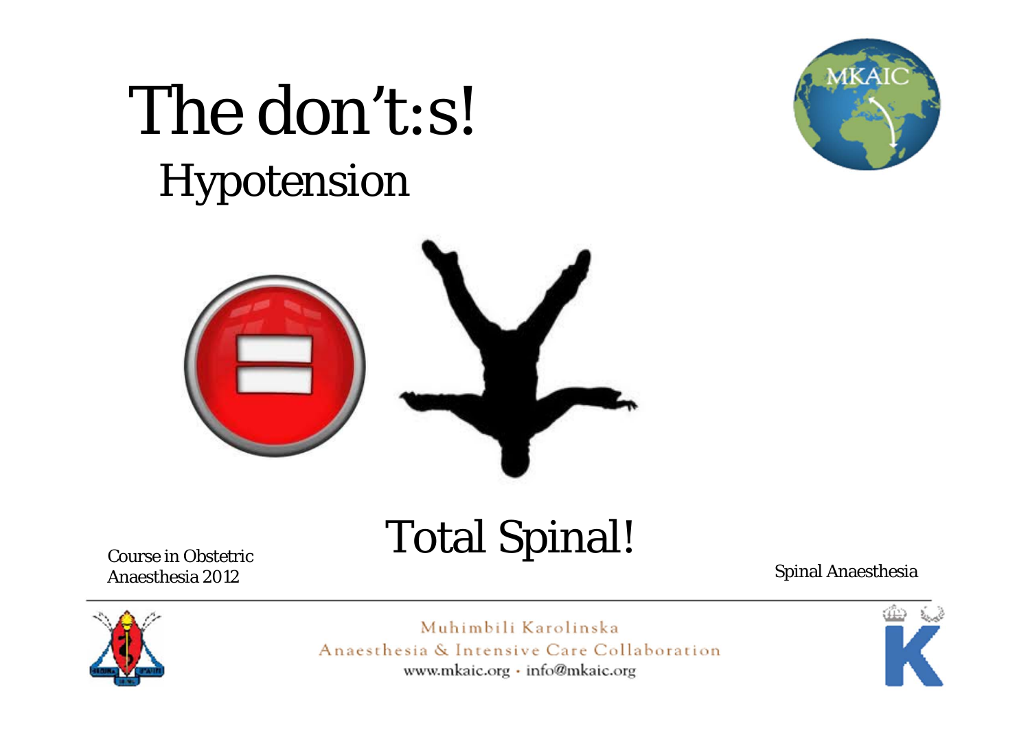# The don't:s!

## Hypotension

Total Spinal!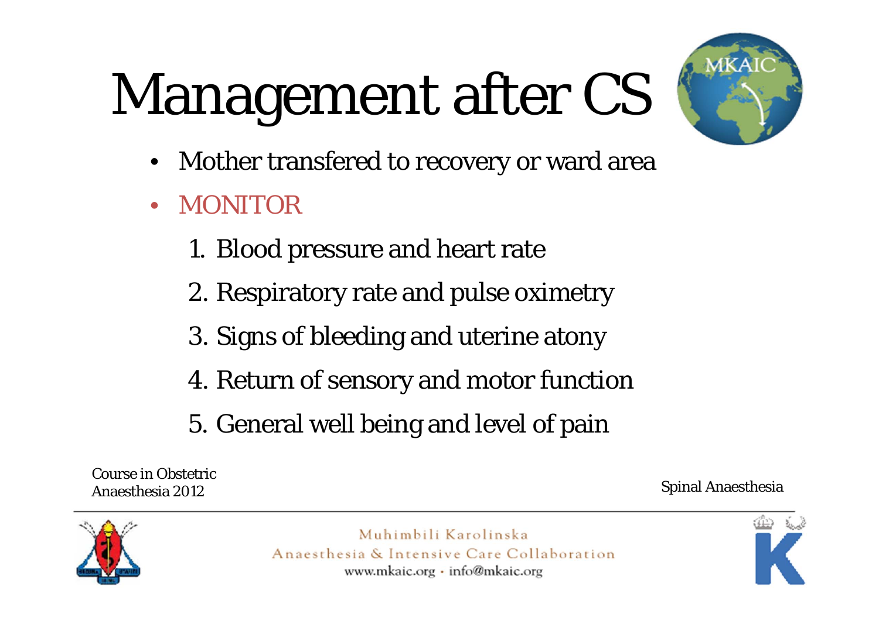# Management after CS

- Mother transfered to recovery or ward area
- MONITOR
    1. Blood pressure and heart rate
    2. Respiratory rate and pulse oximetry
    3. Signs of bleeding and uterine atony
    4. Return of sensory and motor function
    5. General well being and level of pain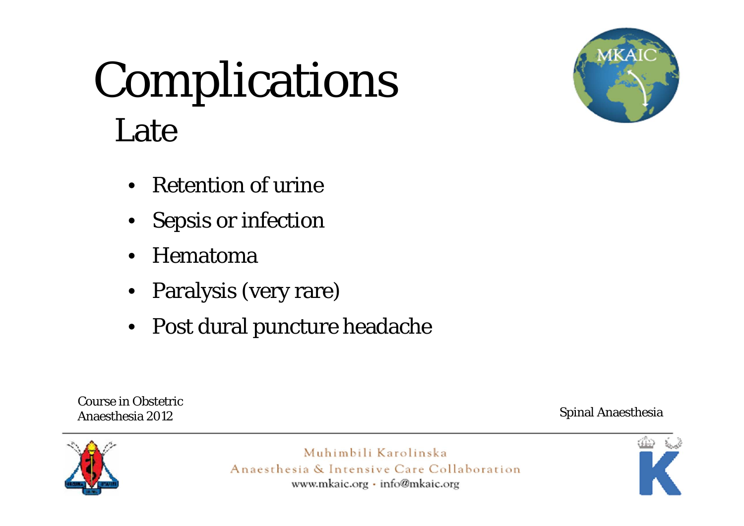# Complications

## Late

- Retention of urine
- Sepsis or infection
- Hematoma
- Paralysis (very rare)
- Post dural puncture headache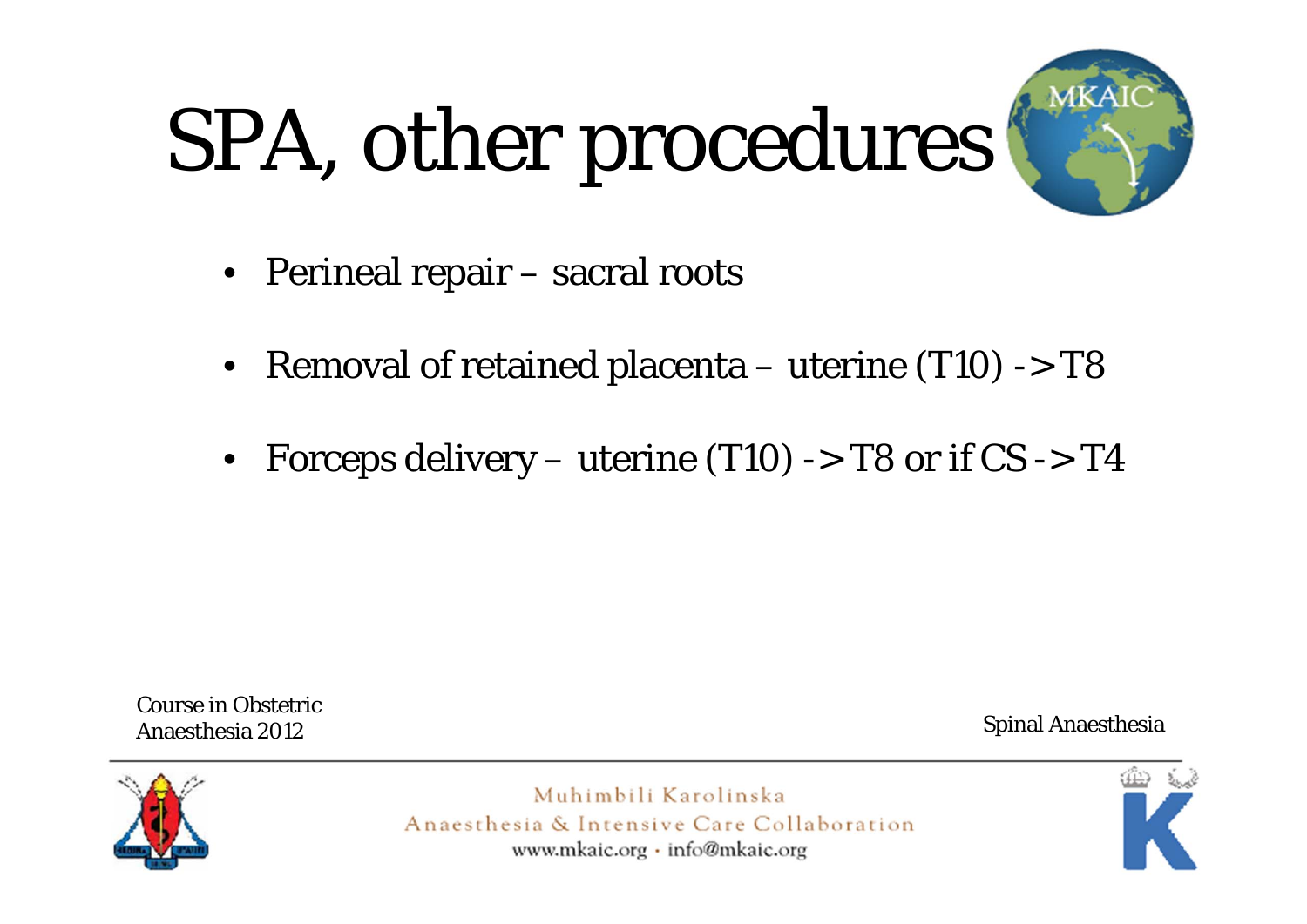# SPA, other procedures

- Perineal repair – sacral roots
- Removal of retained placenta – uterine (T10) -> T8
- Forceps delivery – uterine (T10) -> T8 or if CS -> T4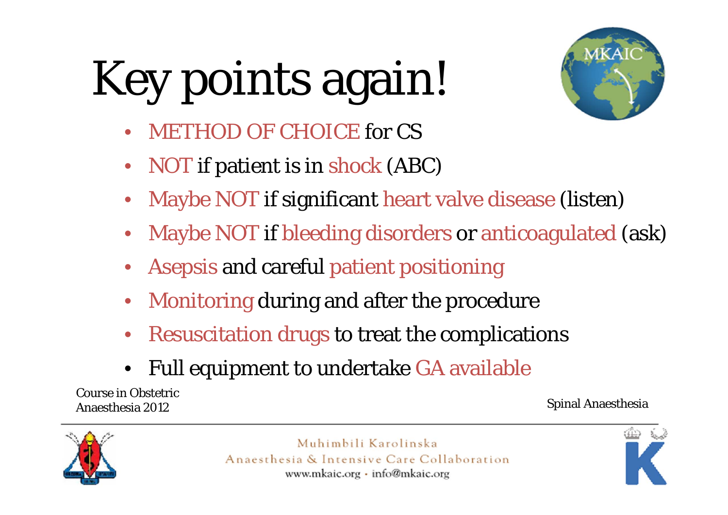# Key points again!

- METHOD OF CHOICE for CS
- NOT if patient is in shock (ABC)
- Maybe NOT if significant heart valve disease (listen)
- Maybe NOT if bleeding disorders or anticoagulated (ask)
- Asepsis and careful patient positioning
- Monitoring during and after the procedure
- Resuscitation drugs to treat the complications
- Full equipment to undertake GA available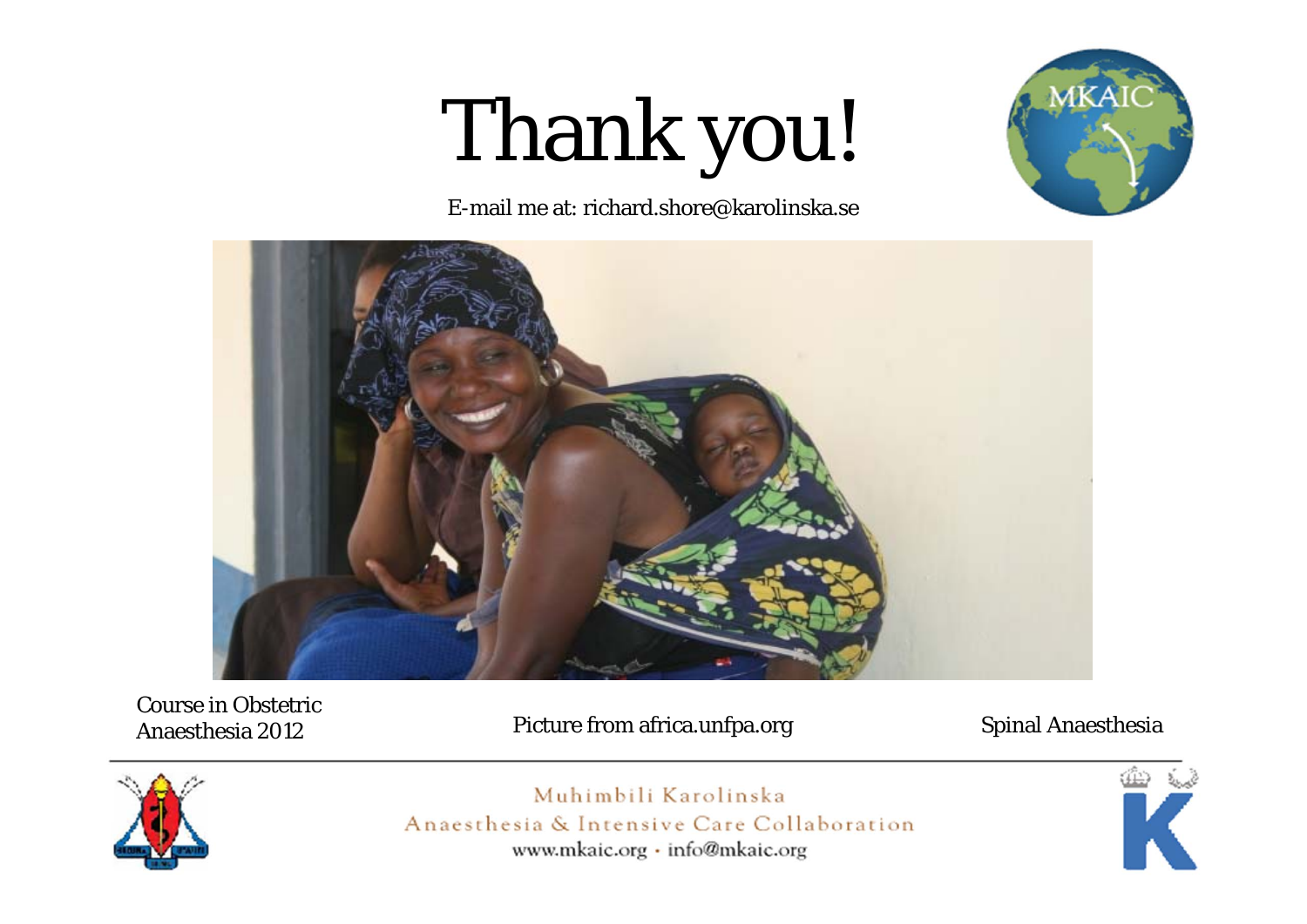# Thank you!

E-mail me at: richard.shore@karolinska.se

Picture from africa.unfpa.org